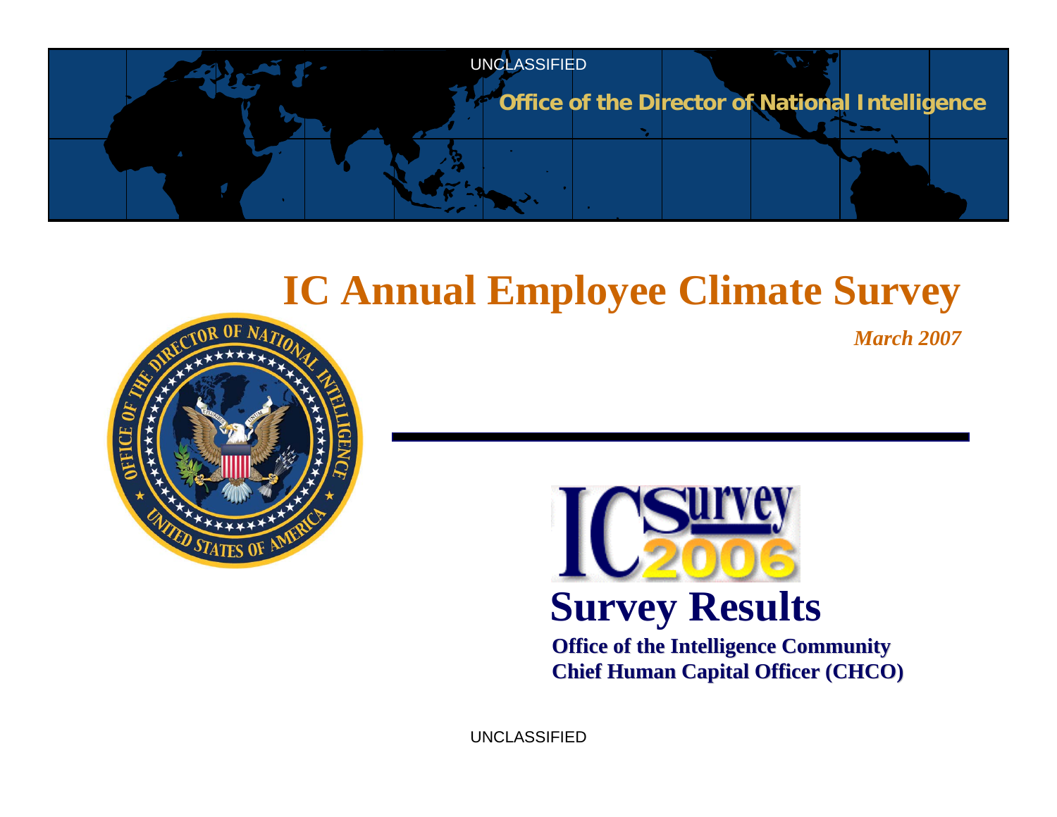UNCLASSIFIED

**Office of the Director of National Intelligence**

# IC Annual Employee Climate Survey

*March 2007*

IC Survey 2006

## Survey Results

**Office of the Intelligence Community Chief Human Capital Officer (CHCO)**

UNCLASSIFIED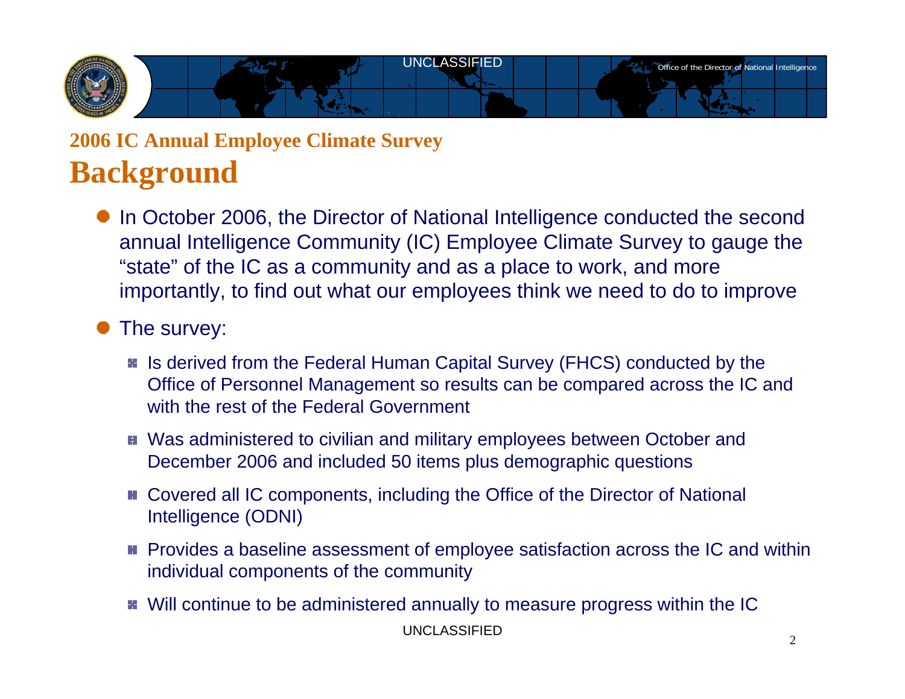## 2006 IC Annual Employee Climate Survey

# Background

- In October 2006, the Director of National Intelligence conducted the second annual Intelligence Community (IC) Employee Climate Survey to gauge the "state" of the IC as a community and as a place to work, and more importantly, to find out what our employees think we need to do to improve
- The survey:
  - Is derived from the Federal Human Capital Survey (FHCS) conducted by the Office of Personnel Management so results can be compared across the IC and with the rest of the Federal Government
  - Was administered to civilian and military employees between October and December 2006 and included 50 items plus demographic questions
  - Covered all IC components, including the Office of the Director of National Intelligence (ODNI)
  - Provides a baseline assessment of employee satisfaction across the IC and within individual components of the community
  - Will continue to be administered annually to measure progress within the IC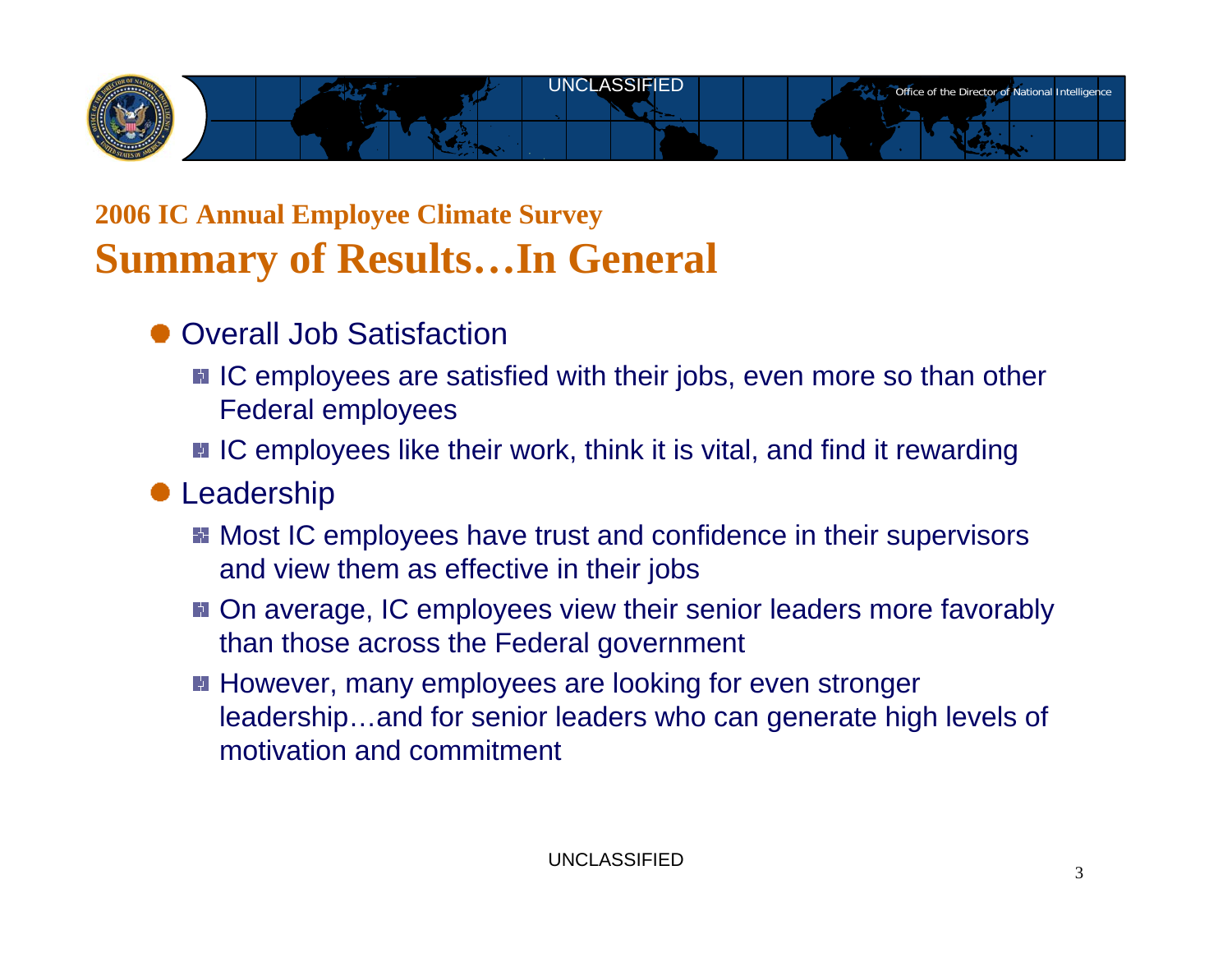## 2006 IC Annual Employee Climate Survey

# Summary of Results…In General

- Overall Job Satisfaction
  - IC employees are satisfied with their jobs, even more so than other Federal employees
  - IC employees like their work, think it is vital, and find it rewarding
- Leadership
  - Most IC employees have trust and confidence in their supervisors and view them as effective in their jobs
  - On average, IC employees view their senior leaders more favorably than those across the Federal government
  - However, many employees are looking for even stronger leadership…and for senior leaders who can generate high levels of motivation and commitment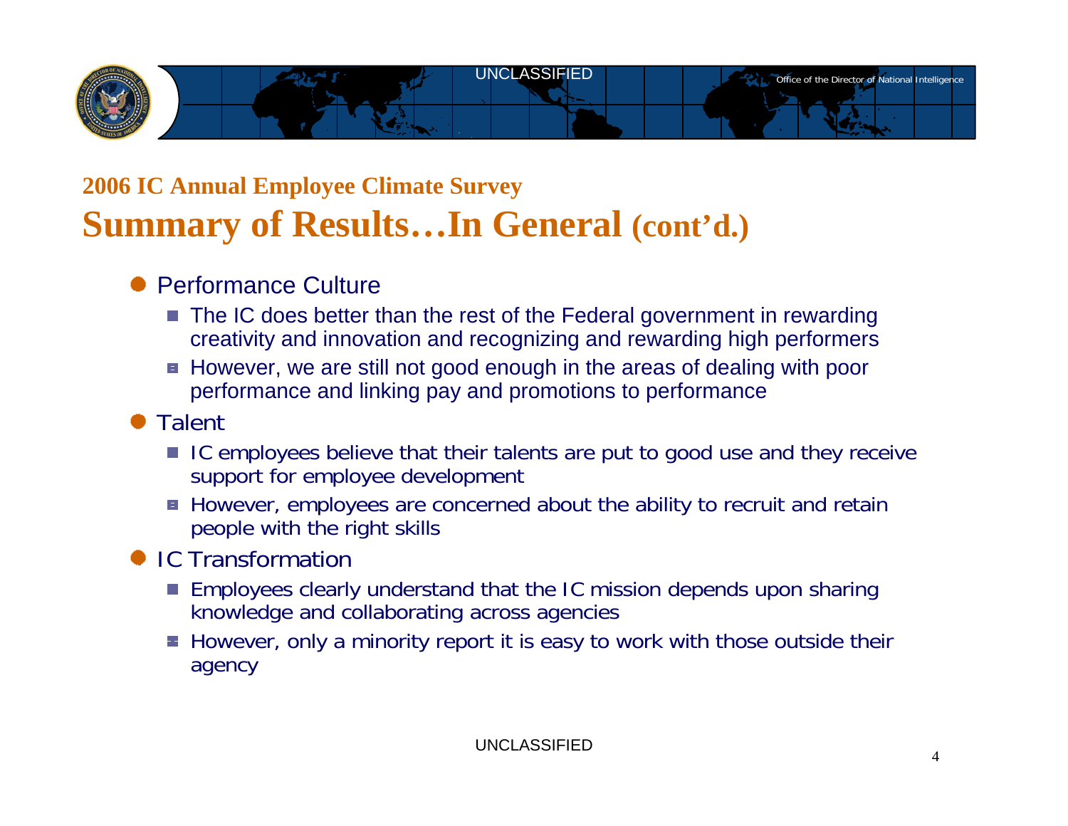### 2006 IC Annual Employee Climate Survey

# Summary of Results…In General (cont'd.)

- Performance Culture
  - The IC does better than the rest of the Federal government in rewarding creativity and innovation and recognizing and rewarding high performers
  - However, we are still not good enough in the areas of dealing with poor performance and linking pay and promotions to performance
- Talent
  - IC employees believe that their talents are put to good use and they receive support for employee development
  - However, employees are concerned about the ability to recruit and retain people with the right skills
- IC Transformation
  - Employees clearly understand that the IC mission depends upon sharing knowledge and collaborating across agencies
  - However, only a minority report it is easy to work with those outside their agency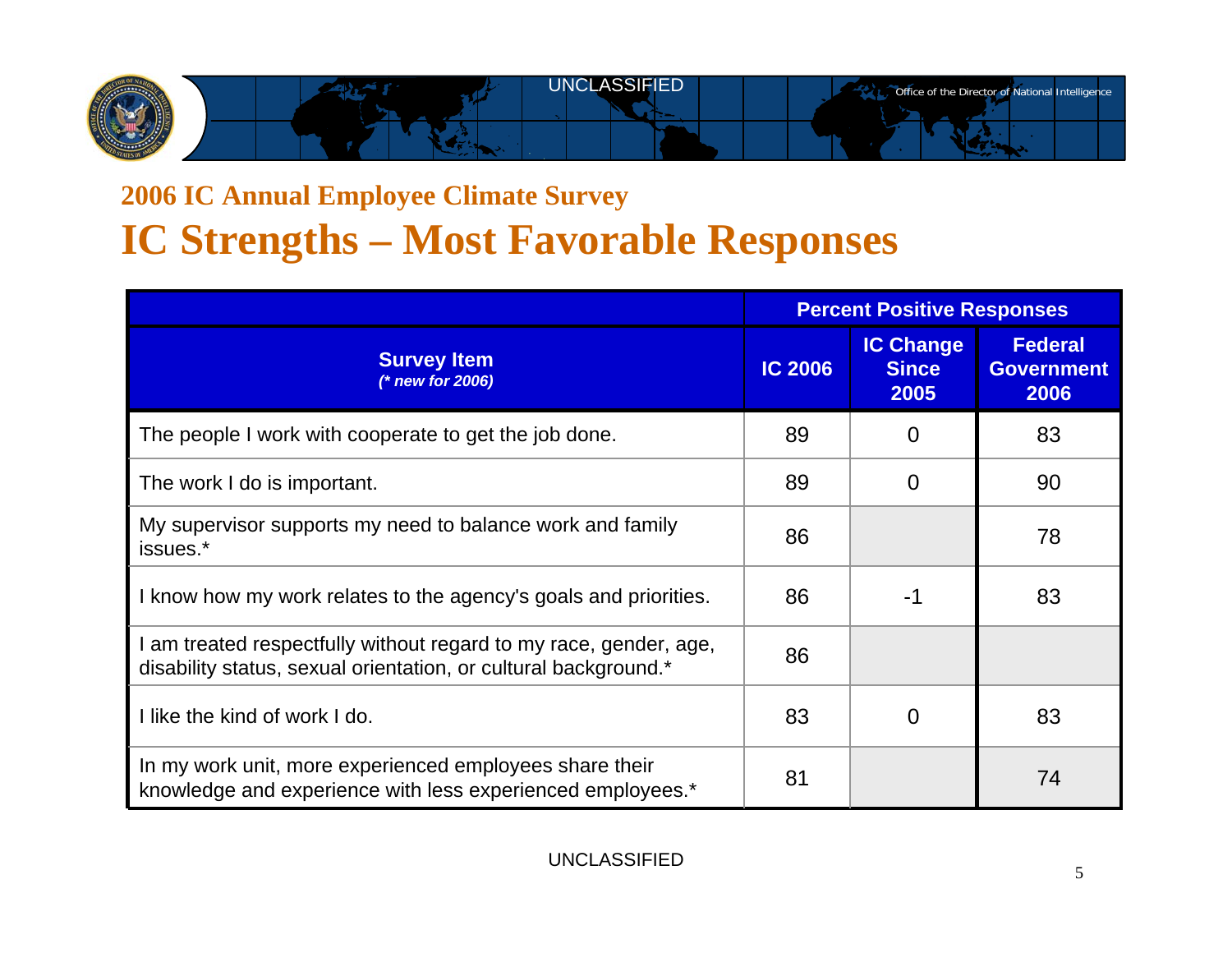UNCLASSIFIED

## 2006 IC Annual Employee Climate Survey

# IC Strengths – Most Favorable Responses

| Survey Item (* new for 2006) | Percent Positive Responses | | |
|---|---|---|---|
| | IC 2006 | IC Change Since 2005 | Federal Government 2006 |
| The people I work with cooperate to get the job done. | 89 | 0 | 83 |
| The work I do is important. | 89 | 0 | 90 |
| My supervisor supports my need to balance work and family issues.* | 86 | | 78 |
| I know how my work relates to the agency's goals and priorities. | 86 | -1 | 83 |
| I am treated respectfully without regard to my race, gender, age, disability status, sexual orientation, or cultural background.* | 86 | | |
| I like the kind of work I do. | 83 | 0 | 83 |
| In my work unit, more experienced employees share their knowledge and experience with less experienced employees.* | 81 | | 74 |

UNCLASSIFIED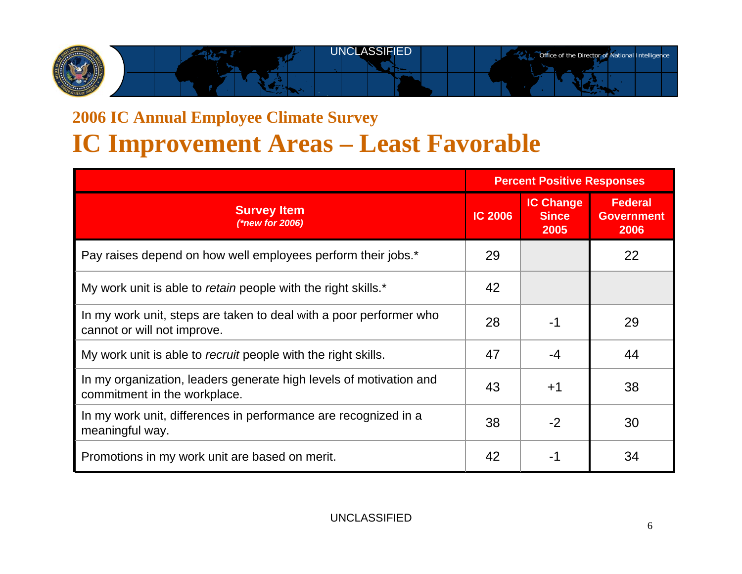## 2006 IC Annual Employee Climate Survey

# IC Improvement Areas – Least Favorable

| | Percent Positive Responses | | |
|---|---|---|---|
| **Survey Item** *(\*new for 2006)* | **IC 2006** | **IC Change Since 2005** | **Federal Government 2006** |
| Pay raises depend on how well employees perform their jobs.* | 29 | | 22 |
| My work unit is able to *retain* people with the right skills.* | 42 | | |
| In my work unit, steps are taken to deal with a poor performer who cannot or will not improve. | 28 | -1 | 29 |
| My work unit is able to *recruit* people with the right skills. | 47 | -4 | 44 |
| In my organization, leaders generate high levels of motivation and commitment in the workplace. | 43 | +1 | 38 |
| In my work unit, differences in performance are recognized in a meaningful way. | 38 | -2 | 30 |
| Promotions in my work unit are based on merit. | 42 | -1 | 34 |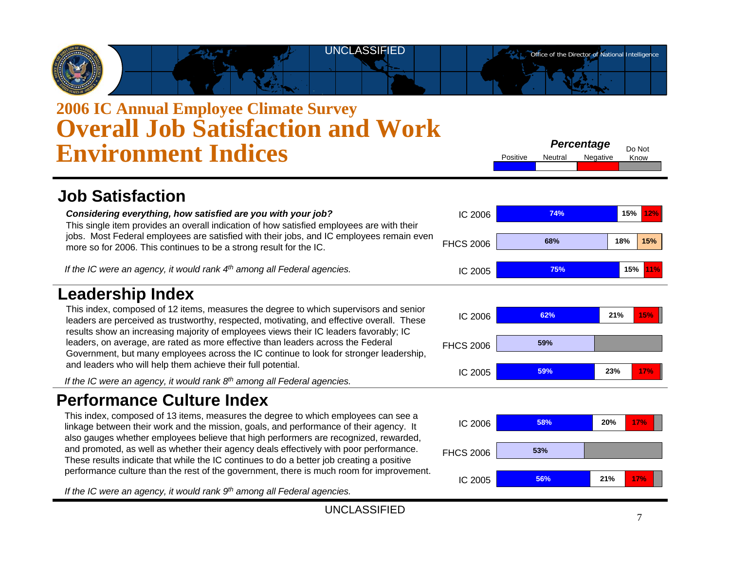# 2006 IC Annual Employee Climate Survey
# Overall Job Satisfaction and Work Environment Indices

Percentage: Positive | Neutral | Negative | Do Not Know

## Job Satisfaction

***Considering everything, how satisfied are you with your job?***

This single item provides an overall indication of how satisfied employees are with their jobs. Most Federal employees are satisfied with their jobs, and IC employees remain even more so for 2006. This continues to be a strong result for the IC.

*If the IC were an agency, it would rank 4th among all Federal agencies.*

| | Positive | Neutral | Negative |
|---|---|---|---|
| IC 2006 | 74% | 15% | 12% |
| FHCS 2006 | 68% | 18% | 15% |
| IC 2005 | 75% | 15% | 11% |

## Leadership Index

This index, composed of 12 items, measures the degree to which supervisors and senior leaders are perceived as trustworthy, respected, motivating, and effective overall. These results show an increasing majority of employees views their IC leaders favorably; IC leaders, on average, are rated as more effective than leaders across the Federal Government, but many employees across the IC continue to look for stronger leadership, and leaders who will help them achieve their full potential.

*If the IC were an agency, it would rank 8th among all Federal agencies.*

| | Positive | Neutral | Negative |
|---|---|---|---|
| IC 2006 | 62% | 21% | 15% |
| FHCS 2006 | 59% | | |
| IC 2005 | 59% | 23% | 17% |

## Performance Culture Index

This index, composed of 13 items, measures the degree to which employees can see a linkage between their work and the mission, goals, and performance of their agency. It also gauges whether employees believe that high performers are recognized, rewarded, and promoted, as well as whether their agency deals effectively with poor performance. These results indicate that while the IC continues to do a better job creating a positive performance culture than the rest of the government, there is much room for improvement.

*If the IC were an agency, it would rank 9th among all Federal agencies.*

| | Positive | Neutral | Negative |
|---|---|---|---|
| IC 2006 | 58% | 20% | 17% |
| FHCS 2006 | 53% | | |
| IC 2005 | 56% | 21% | 17% |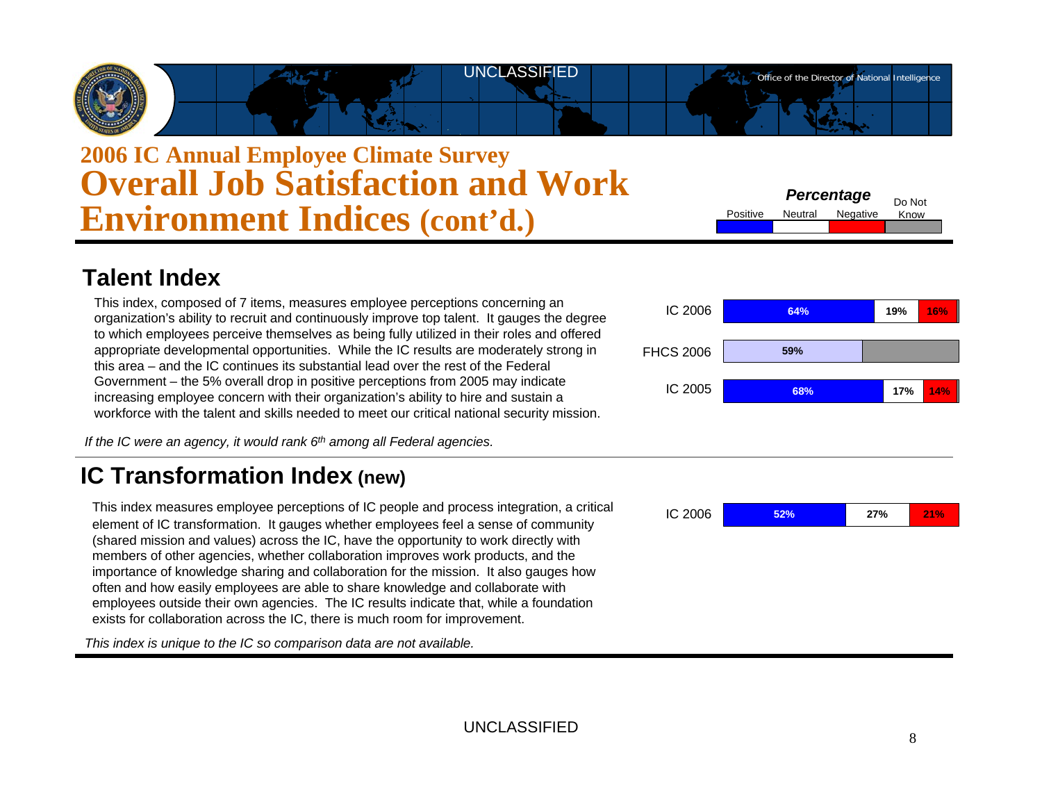UNCLASSIFIED

# 2006 IC Annual Employee Climate Survey
# Overall Job Satisfaction and Work Environment Indices (cont'd.)

**Percentage**

| Positive | Neutral | Negative | Do Not Know |
|---|---|---|---|

## Talent Index

This index, composed of 7 items, measures employee perceptions concerning an organization's ability to recruit and continuously improve top talent. It gauges the degree to which employees perceive themselves as being fully utilized in their roles and offered appropriate developmental opportunities. While the IC results are moderately strong in this area – and the IC continues its substantial lead over the rest of the Federal Government – the 5% overall drop in positive perceptions from 2005 may indicate increasing employee concern with their organization's ability to hire and sustain a workforce with the talent and skills needed to meet our critical national security mission.

| | Positive | Neutral | Negative |
|---|---|---|---|
| IC 2006 | 64% | 19% | 16% |
| FHCS 2006 | 59% | | |
| IC 2005 | 68% | 17% | 14% |

*If the IC were an agency, it would rank 6th among all Federal agencies.*

## IC Transformation Index (new)

This index measures employee perceptions of IC people and process integration, a critical element of IC transformation. It gauges whether employees feel a sense of community (shared mission and values) across the IC, have the opportunity to work directly with members of other agencies, whether collaboration improves work products, and the importance of knowledge sharing and collaboration for the mission. It also gauges how often and how easily employees are able to share knowledge and collaborate with employees outside their own agencies. The IC results indicate that, while a foundation exists for collaboration across the IC, there is much room for improvement.

| | Positive | Neutral | Negative |
|---|---|---|---|
| IC 2006 | 52% | 27% | 21% |

*This index is unique to the IC so comparison data are not available.*

UNCLASSIFIED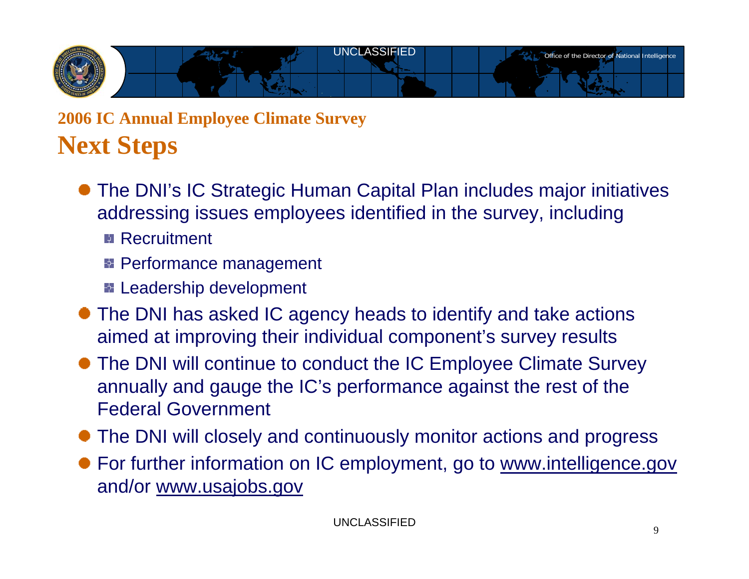## 2006 IC Annual Employee Climate Survey

# Next Steps

- The DNI's IC Strategic Human Capital Plan includes major initiatives addressing issues employees identified in the survey, including
  - Recruitment
  - Performance management
  - Leadership development
- The DNI has asked IC agency heads to identify and take actions aimed at improving their individual component's survey results
- The DNI will continue to conduct the IC Employee Climate Survey annually and gauge the IC's performance against the rest of the Federal Government
- The DNI will closely and continuously monitor actions and progress
- For further information on IC employment, go to www.intelligence.gov and/or www.usajobs.gov